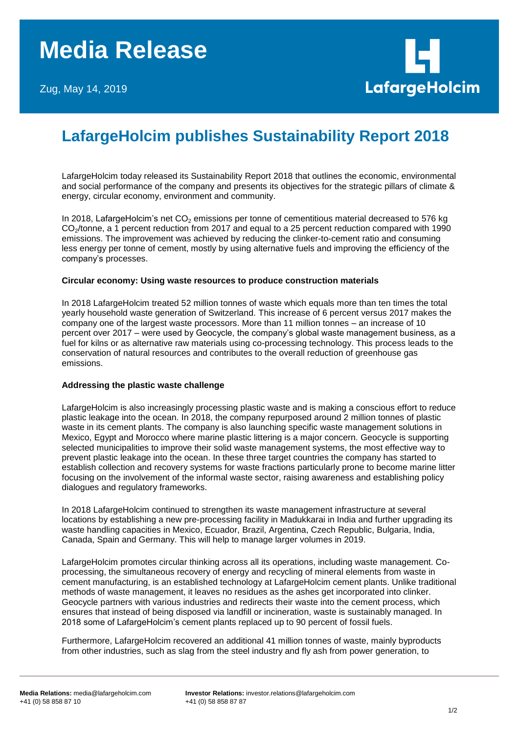# Media Release

Zug, May 14, 2019

LafargeHolcim

## LafargeHolcim publishes Sustainability Report 2018

LafargeHolcim today released its Sustainability Report 2018 that outlines the economic, environmental and social performance of the company and presents its objectives for the strategic pillars of climate & energy, circular economy, environment and community.

In 2018, LafargeHolcim's net $CO_2$ emissions per tonne of cementitious material decreased to 576 kg $CO_2$/tonne, a 1 percent reduction from 2017 and equal to a 25 percent reduction compared with 1990 emissions. The improvement was achieved by reducing the clinker-to-cement ratio and consuming less energy per tonne of cement, mostly by using alternative fuels and improving the efficiency of the company's processes.

### Circular economy: Using waste resources to produce construction materials

In 2018 LafargeHolcim treated 52 million tonnes of waste which equals more than ten times the total yearly household waste generation of Switzerland. This increase of 6 percent versus 2017 makes the company one of the largest waste processors. More than 11 million tonnes – an increase of 10 percent over 2017 – were used by Geocycle, the company's global waste management business, as a fuel for kilns or as alternative raw materials using co-processing technology. This process leads to the conservation of natural resources and contributes to the overall reduction of greenhouse gas emissions.

### Addressing the plastic waste challenge

LafargeHolcim is also increasingly processing plastic waste and is making a conscious effort to reduce plastic leakage into the ocean. In 2018, the company repurposed around 2 million tonnes of plastic waste in its cement plants. The company is also launching specific waste management solutions in Mexico, Egypt and Morocco where marine plastic littering is a major concern. Geocycle is supporting selected municipalities to improve their solid waste management systems, the most effective way to prevent plastic leakage into the ocean. In these three target countries the company has started to establish collection and recovery systems for waste fractions particularly prone to become marine litter focusing on the involvement of the informal waste sector, raising awareness and establishing policy dialogues and regulatory frameworks.

In 2018 LafargeHolcim continued to strengthen its waste management infrastructure at several locations by establishing a new pre-processing facility in Madukkarai in India and further upgrading its waste handling capacities in Mexico, Ecuador, Brazil, Argentina, Czech Republic, Bulgaria, India, Canada, Spain and Germany. This will help to manage larger volumes in 2019.

LafargeHolcim promotes circular thinking across all its operations, including waste management. Co-processing, the simultaneous recovery of energy and recycling of mineral elements from waste in cement manufacturing, is an established technology at LafargeHolcim cement plants. Unlike traditional methods of waste management, it leaves no residues as the ashes get incorporated into clinker. Geocycle partners with various industries and redirects their waste into the cement process, which ensures that instead of being disposed via landfill or incineration, waste is sustainably managed. In 2018 some of LafargeHolcim's cement plants replaced up to 90 percent of fossil fuels.

Furthermore, LafargeHolcim recovered an additional 41 million tonnes of waste, mainly byproducts from other industries, such as slag from the steel industry and fly ash from power generation, to

**Media Relations:** media@lafargeholcim.com
+41 (0) 58 858 87 10

**Investor Relations:** investor.relations@lafargeholcim.com
+41 (0) 58 858 87 87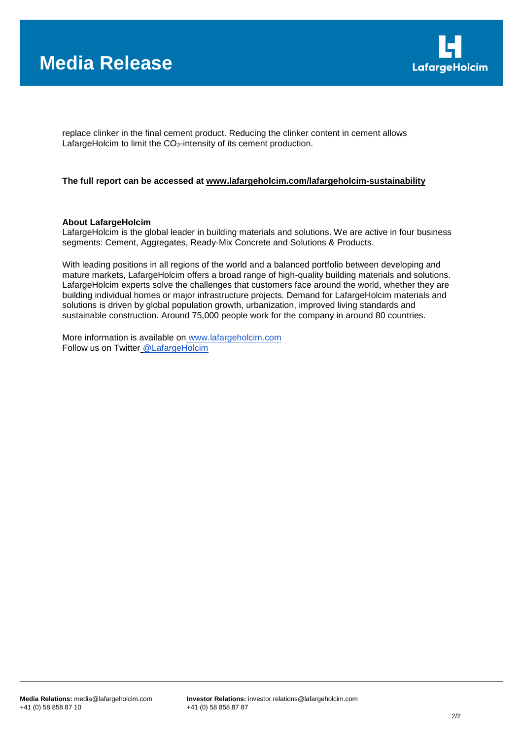replace clinker in the final cement product. Reducing the clinker content in cement allows LafargeHolcim to limit the $CO_2$-intensity of its cement production.

**The full report can be accessed at www.lafargeholcim.com/lafargeholcim-sustainability**

**About LafargeHolcim**
LafargeHolcim is the global leader in building materials and solutions. We are active in four business segments: Cement, Aggregates, Ready-Mix Concrete and Solutions & Products.

With leading positions in all regions of the world and a balanced portfolio between developing and mature markets, LafargeHolcim offers a broad range of high-quality building materials and solutions. LafargeHolcim experts solve the challenges that customers face around the world, whether they are building individual homes or major infrastructure projects. Demand for LafargeHolcim materials and solutions is driven by global population growth, urbanization, improved living standards and sustainable construction. Around 75,000 people work for the company in around 80 countries.

More information is available on www.lafargeholcim.com
Follow us on Twitter @LafargeHolcim

**Media Relations:** media@lafargeholcim.com
+41 (0) 58 858 87 10

**Investor Relations:** investor.relations@lafargeholcim.com
+41 (0) 58 858 87 87